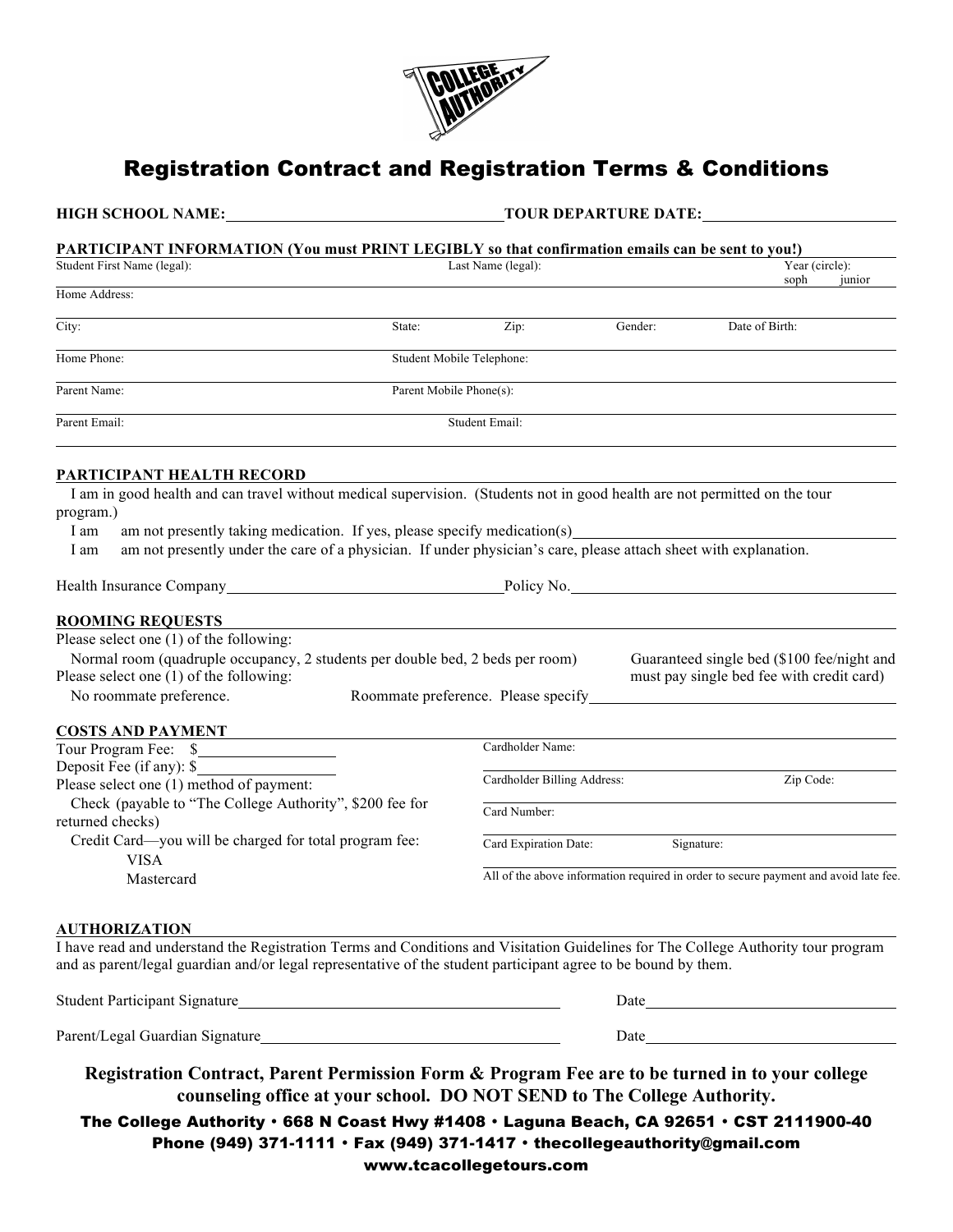# Registration Contract and Registration Terms & Conditions

**HIGH SCHOOL NAME:** \_\_\_\_\_\_\_\_\_\_\_\_\_\_\_\_\_\_\_\_ **TOUR DEPARTURE DATE:** \_\_\_\_\_\_\_\_\_\_\_\_\_\_\_\_\_\_\_\_

**PARTICIPANT INFORMATION (You must PRINT LEGIBLY so that confirmation emails can be sent to you!)**

Student First Name (legal): Last Name (legal): Year (circle): soph junior

Home Address:

City: State: Zip: Gender: Date of Birth:

Home Phone: Student Mobile Telephone:

Parent Name: Parent Mobile Phone(s):

Parent Email: Student Email:

**PARTICIPANT HEALTH RECORD**

I am in good health and can travel without medical supervision. (Students not in good health are not permitted on the tour program.)

I am am not presently taking medication. If yes, please specify medication(s)\_\_\_\_\_\_\_\_\_\_\_\_\_\_\_\_\_\_\_\_

I am am not presently under the care of a physician. If under physician's care, please attach sheet with explanation.

Health Insurance Company\_\_\_\_\_\_\_\_\_\_\_\_\_\_\_\_\_\_\_\_ Policy No.\_\_\_\_\_\_\_\_\_\_\_\_\_\_\_\_\_\_\_\_

**ROOMING REQUESTS**

Please select one (1) of the following:

Normal room (quadruple occupancy, 2 students per double bed, 2 beds per room) Guaranteed single bed ($100 fee/night and must pay single bed fee with credit card)

Please select one (1) of the following:

No roommate preference. Roommate preference. Please specify\_\_\_\_\_\_\_\_\_\_\_\_\_\_\_\_\_\_\_\_

**COSTS AND PAYMENT**

Tour Program Fee: $\_\_\_\_\_\_\_\_\_\_\_\_\_\_

Deposit Fee (if any): $\_\_\_\_\_\_\_\_\_\_\_\_\_\_

Please select one (1) method of payment:

Check (payable to "The College Authority", $200 fee for returned checks)

Credit Card—you will be charged for total program fee:

- VISA
- Mastercard

Cardholder Name:

Cardholder Billing Address: Zip Code:

Card Number:

Card Expiration Date: Signature:

All of the above information required in order to secure payment and avoid late fee.

**AUTHORIZATION**

I have read and understand the Registration Terms and Conditions and Visitation Guidelines for The College Authority tour program and as parent/legal guardian and/or legal representative of the student participant agree to be bound by them.

Student Participant Signature\_\_\_\_\_\_\_\_\_\_\_\_\_\_\_\_\_\_\_\_ Date\_\_\_\_\_\_\_\_\_\_\_\_\_\_\_\_\_\_\_\_

Parent/Legal Guardian Signature\_\_\_\_\_\_\_\_\_\_\_\_\_\_\_\_\_\_\_\_ Date\_\_\_\_\_\_\_\_\_\_\_\_\_\_\_\_\_\_\_\_

**Registration Contract, Parent Permission Form & Program Fee are to be turned in to your college counseling office at your school. DO NOT SEND to The College Authority.**

**The College Authority • 668 N Coast Hwy #1408 • Laguna Beach, CA 92651 • CST 2111900-40**
**Phone (949) 371-1111 • Fax (949) 371-1417 • thecollegeauthority@gmail.com**
**www.tcacollegetours.com**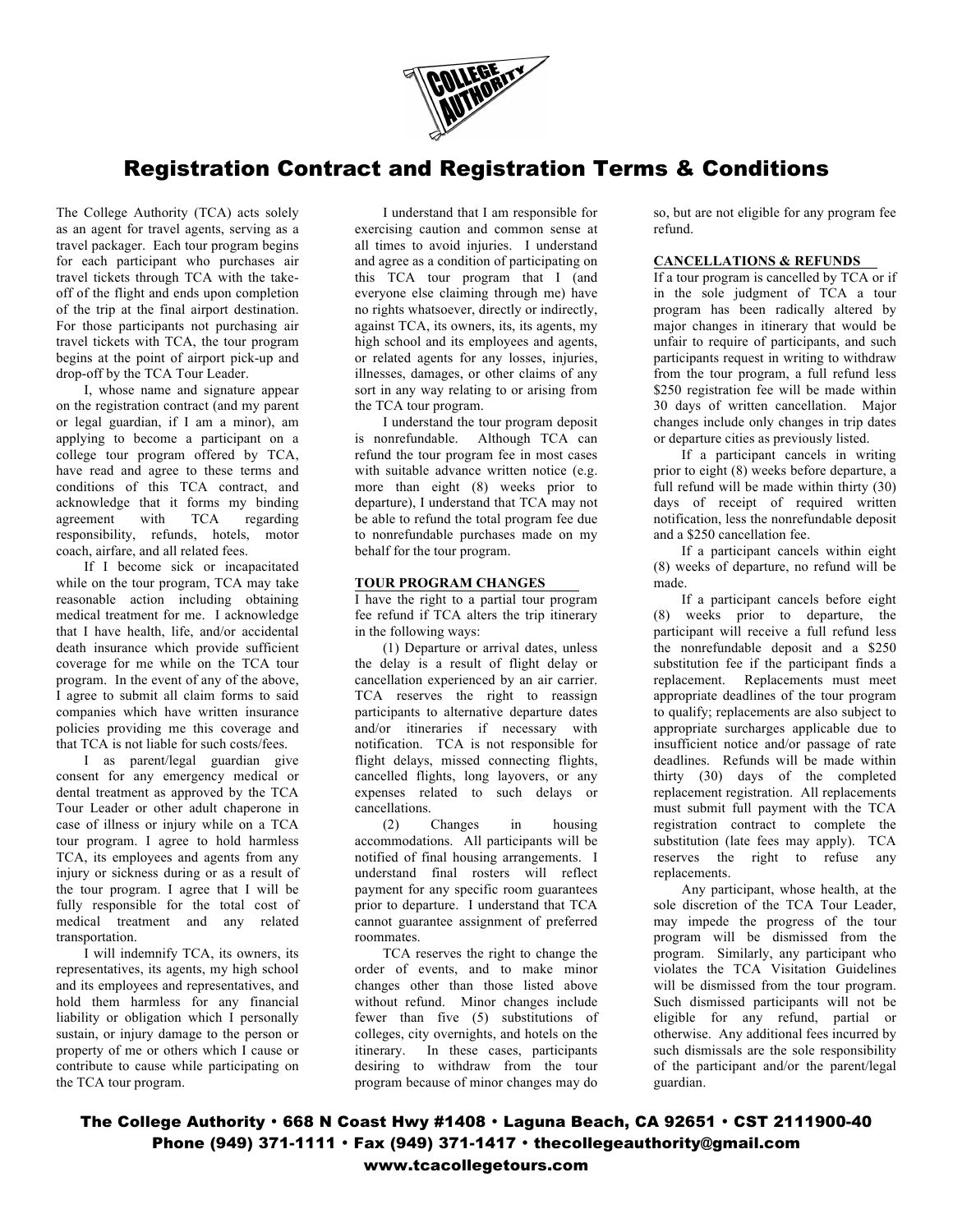# Registration Contract and Registration Terms & Conditions

The College Authority (TCA) acts solely as an agent for travel agents, serving as a travel packager. Each tour program begins for each participant who purchases air travel tickets through TCA with the take-off of the flight and ends upon completion of the trip at the final airport destination. For those participants not purchasing air travel tickets with TCA, the tour program begins at the point of airport pick-up and drop-off by the TCA Tour Leader.

I, whose name and signature appear on the registration contract (and my parent or legal guardian, if I am a minor), am applying to become a participant on a college tour program offered by TCA, have read and agree to these terms and conditions of this TCA contract, and acknowledge that it forms my binding agreement with TCA regarding responsibility, refunds, hotels, motor coach, airfare, and all related fees.

If I become sick or incapacitated while on the tour program, TCA may take reasonable action including obtaining medical treatment for me. I acknowledge that I have health, life, and/or accidental death insurance which provide sufficient coverage for me while on the TCA tour program. In the event of any of the above, I agree to submit all claim forms to said companies which have written insurance policies providing me this coverage and that TCA is not liable for such costs/fees.

I as parent/legal guardian give consent for any emergency medical or dental treatment as approved by the TCA Tour Leader or other adult chaperone in case of illness or injury while on a TCA tour program. I agree to hold harmless TCA, its employees and agents from any injury or sickness during or as a result of the tour program. I agree that I will be fully responsible for the total cost of medical treatment and any related transportation.

I will indemnify TCA, its owners, its representatives, its agents, my high school and its employees and representatives, and hold them harmless for any financial liability or obligation which I personally sustain, or injury damage to the person or property of me or others which I cause or contribute to cause while participating on the TCA tour program.

I understand that I am responsible for exercising caution and common sense at all times to avoid injuries. I understand and agree as a condition of participating on this TCA tour program that I (and everyone else claiming through me) have no rights whatsoever, directly or indirectly, against TCA, its owners, its, its agents, my high school and its employees and agents, or related agents for any losses, injuries, illnesses, damages, or other claims of any sort in any way relating to or arising from the TCA tour program.

I understand the tour program deposit is nonrefundable. Although TCA can refund the tour program fee in most cases with suitable advance written notice (e.g. more than eight (8) weeks prior to departure), I understand that TCA may not be able to refund the total program fee due to nonrefundable purchases made on my behalf for the tour program.

**TOUR PROGRAM CHANGES**

I have the right to a partial tour program fee refund if TCA alters the trip itinerary in the following ways:

(1) Departure or arrival dates, unless the delay is a result of flight delay or cancellation experienced by an air carrier. TCA reserves the right to reassign participants to alternative departure dates and/or itineraries if necessary with notification. TCA is not responsible for flight delays, missed connecting flights, cancelled flights, long layovers, or any expenses related to such delays or cancellations.

(2) Changes in housing accommodations. All participants will be notified of final housing arrangements. I understand final rosters will reflect payment for any specific room guarantees prior to departure. I understand that TCA cannot guarantee assignment of preferred roommates.

TCA reserves the right to change the order of events, and to make minor changes other than those listed above without refund. Minor changes include fewer than five (5) substitutions of colleges, city overnights, and hotels on the itinerary. In these cases, participants desiring to withdraw from the tour program because of minor changes may do so, but are not eligible for any program fee refund.

**CANCELLATIONS & REFUNDS**

If a tour program is cancelled by TCA or if in the sole judgment of TCA a tour program has been radically altered by major changes in itinerary that would be unfair to require of participants, and such participants request in writing to withdraw from the tour program, a full refund less $250 registration fee will be made within 30 days of written cancellation. Major changes include only changes in trip dates or departure cities as previously listed.

If a participant cancels in writing prior to eight (8) weeks before departure, a full refund will be made within thirty (30) days of receipt of required written notification, less the nonrefundable deposit and a $250 cancellation fee.

If a participant cancels within eight (8) weeks of departure, no refund will be made.

If a participant cancels before eight (8) weeks prior to departure, the participant will receive a full refund less the nonrefundable deposit and a $250 substitution fee if the participant finds a replacement. Replacements must meet appropriate deadlines of the tour program to qualify; replacements are also subject to appropriate surcharges applicable due to insufficient notice and/or passage of rate deadlines. Refunds will be made within thirty (30) days of the completed replacement registration. All replacements must submit full payment with the TCA registration contract to complete the substitution (late fees may apply). TCA reserves the right to refuse any replacements.

Any participant, whose health, at the sole discretion of the TCA Tour Leader, may impede the progress of the tour program will be dismissed from the program. Similarly, any participant who violates the TCA Visitation Guidelines will be dismissed from the tour program. Such dismissed participants will not be eligible for any refund, partial or otherwise. Any additional fees incurred by such dismissals are the sole responsibility of the participant and/or the parent/legal guardian.

**The College Authority • 668 N Coast Hwy #1408 • Laguna Beach, CA 92651 • CST 2111900-40**
**Phone (949) 371-1111 • Fax (949) 371-1417 • thecollegeauthority@gmail.com**
**www.tcacollegetours.com**